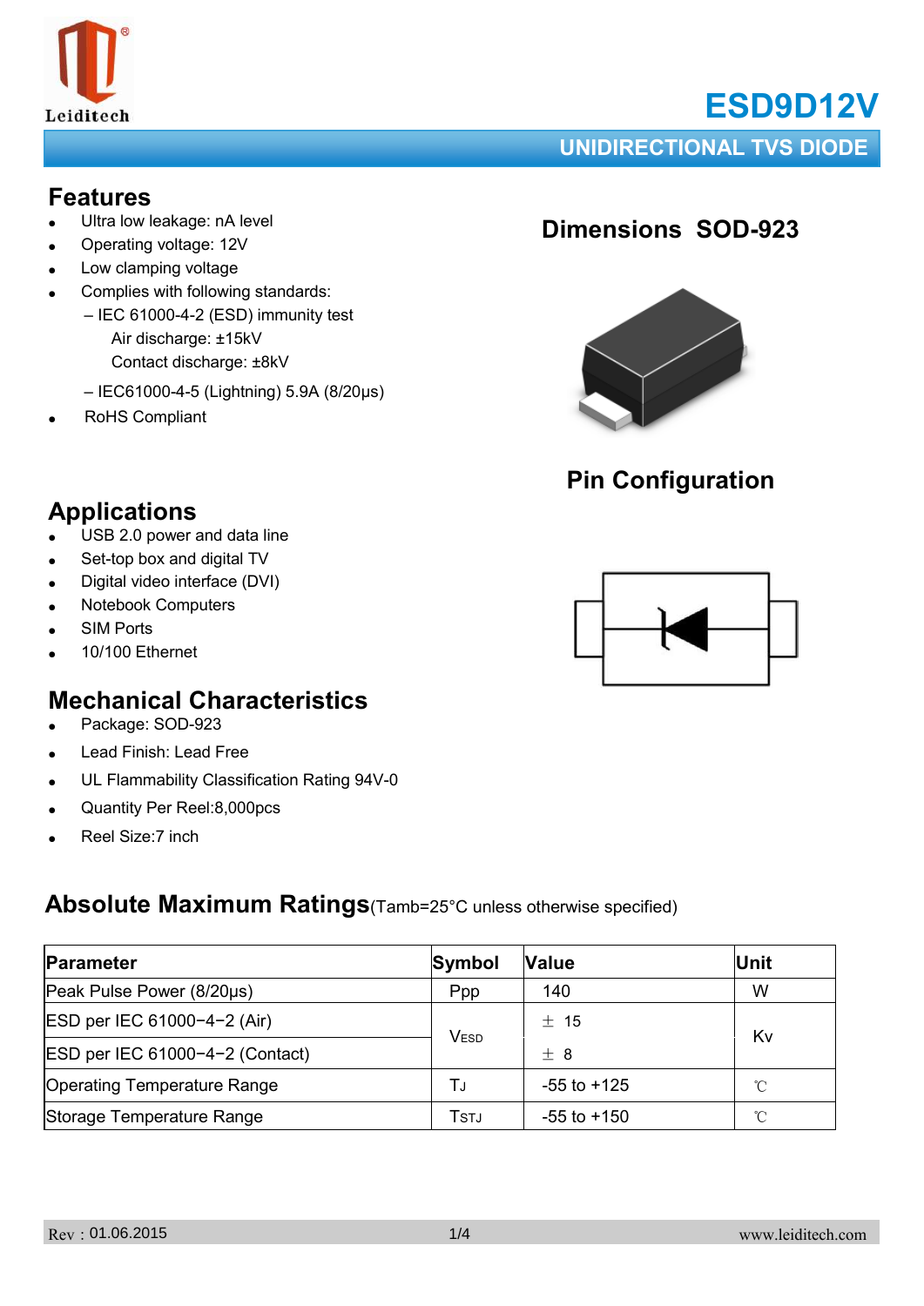# ESD9D12V

## UNIDIRECTIONAL TVS DIODE

## Features

- Ultra low leakage: nA level
- Operating voltage: 12V
- Low clamping voltage
- Complies with following standards:
  - – IEC 61000-4-2 (ESD) immunity test
    - Air discharge: ±15kV
    - Contact discharge: ±8kV
  - – IEC61000-4-5 (Lightning) 5.9A (8/20μs)
- RoHS Compliant

## Dimensions SOD-923

## Pin Configuration

## Applications

- USB 2.0 power and data line
- Set-top box and digital TV
- Digital video interface (DVI)
- Notebook Computers
- SIM Ports
- 10/100 Ethernet

## Mechanical Characteristics

- Package: SOD-923
- Lead Finish: Lead Free
- UL Flammability Classification Rating 94V-0
- Quantity Per Reel:8,000pcs
- Reel Size:7 inch

## Absolute Maximum Ratings (Tamb=25°C unless otherwise specified)

| Parameter | Symbol | Value | Unit |
|---|---|---|---|
| Peak Pulse Power (8/20μs) | Ppp | 140 | W |
| ESD per IEC 61000−4−2 (Air) | $V_{ESD}$ | ± 15 | Kv |
| ESD per IEC 61000−4−2 (Contact) | | ± 8 | |
| Operating Temperature Range | $T_J$ | -55 to +125 | ℃ |
| Storage Temperature Range | $T_{STJ}$ | -55 to +150 | ℃ |

Rev：01.06.2015 www.leiditech.com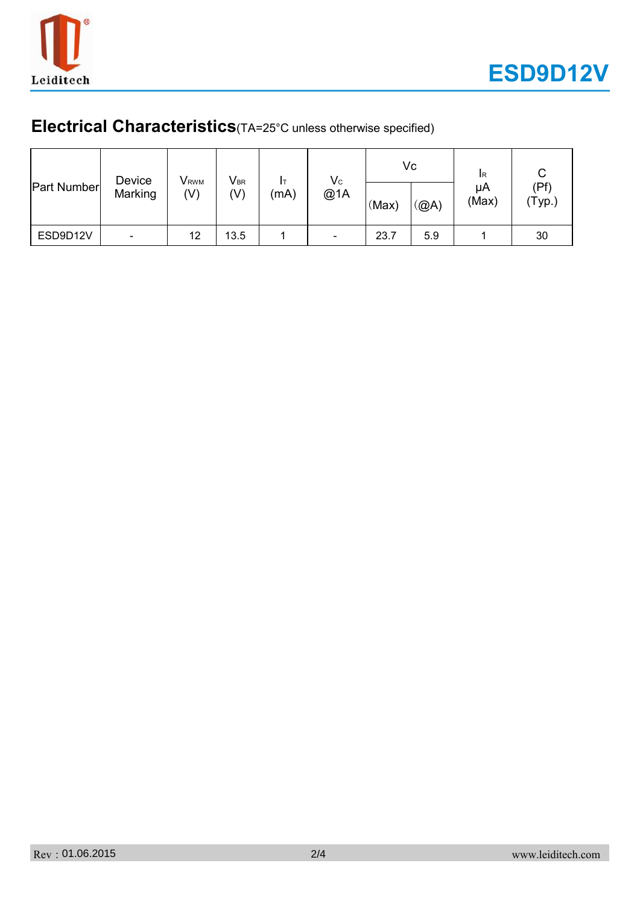## Electrical Characteristics(TA=25°C unless otherwise specified)

| Part Number | Device Marking | $V_{RWM}$ (V) | $V_{BR}$ (V) | $I_T$ (mA) | $V_C$ @1A | Vc | | $I_R$ μA (Max) | C (Pf) (Typ.) |
|---|---|---|---|---|---|---|---|---|---|
| | | | | | | (Max) | (@A) | | |
| ESD9D12V | - | 12 | 13.5 | 1 | - | 23.7 | 5.9 | 1 | 30 |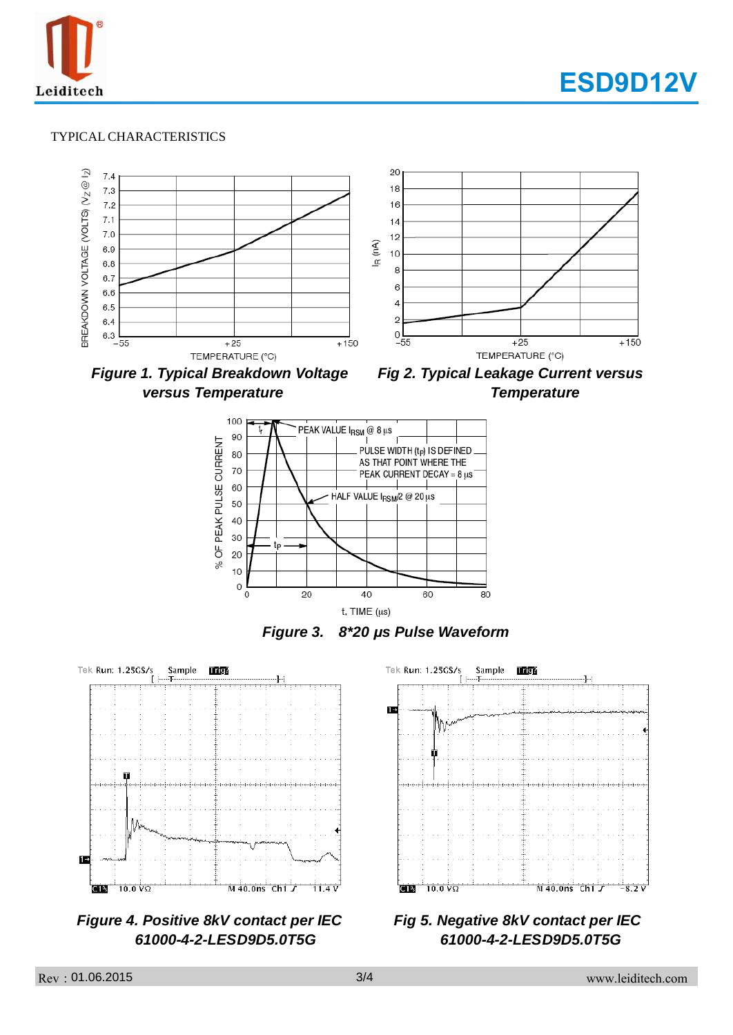TYPICAL CHARACTERISTICS

***Figure 1. Typical Breakdown Voltage versus Temperature***

***Fig 2. Typical Leakage Current versus Temperature***

***Figure 3. 8*20 μs Pulse Waveform***

***Figure 4. Positive 8kV contact per IEC 61000-4-2-LESD9D5.0T5G***

***Fig 5. Negative 8kV contact per IEC 61000-4-2-LESD9D5.0T5G***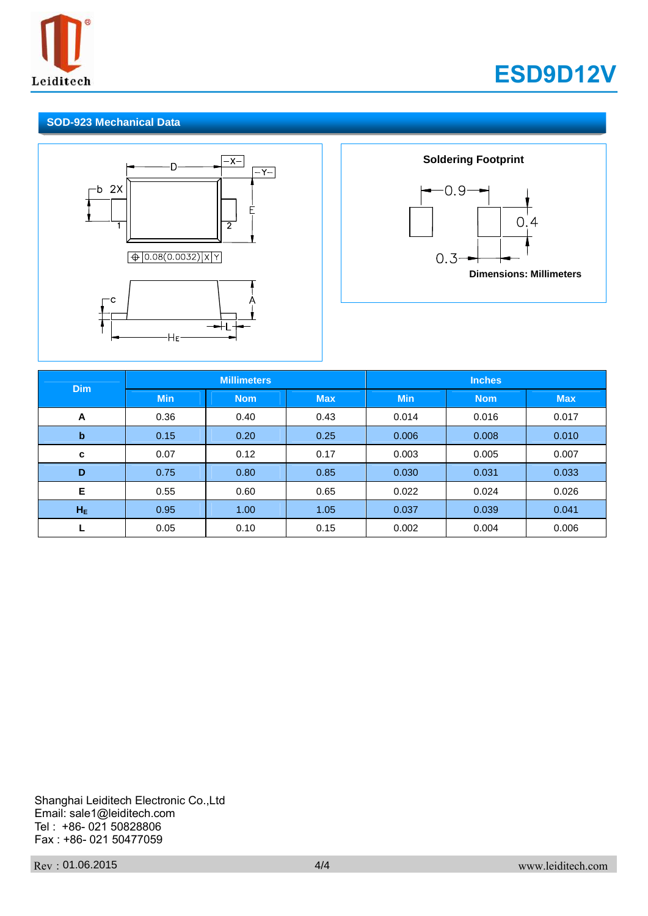## SOD-923 Mechanical Data

D

X

Y

b 2X

E

1 2

0.08(0.0032) X Y

c

A

L

$H_E$

**Soldering Footprint**

0.9

0.4

0.3

**Dimensions: Millimeters**

| Dim | Millimeters | | | Inches | | |
|---|---|---|---|---|---|---|
| | Min | Nom | Max | Min | Nom | Max |
| **A** | 0.36 | 0.40 | 0.43 | 0.014 | 0.016 | 0.017 |
| **b** | 0.15 | 0.20 | 0.25 | 0.006 | 0.008 | 0.010 |
| **c** | 0.07 | 0.12 | 0.17 | 0.003 | 0.005 | 0.007 |
| **D** | 0.75 | 0.80 | 0.85 | 0.030 | 0.031 | 0.033 |
| **E** | 0.55 | 0.60 | 0.65 | 0.022 | 0.024 | 0.026 |
| **$H_E$** | 0.95 | 1.00 | 1.05 | 0.037 | 0.039 | 0.041 |
| **L** | 0.05 | 0.10 | 0.15 | 0.002 | 0.004 | 0.006 |

Shanghai Leiditech Electronic Co.,Ltd
Email: sale1@leiditech.com
Tel : +86- 021 50828806
Fax : +86- 021 50477059

Rev : 01.06.2015

www.leiditech.com